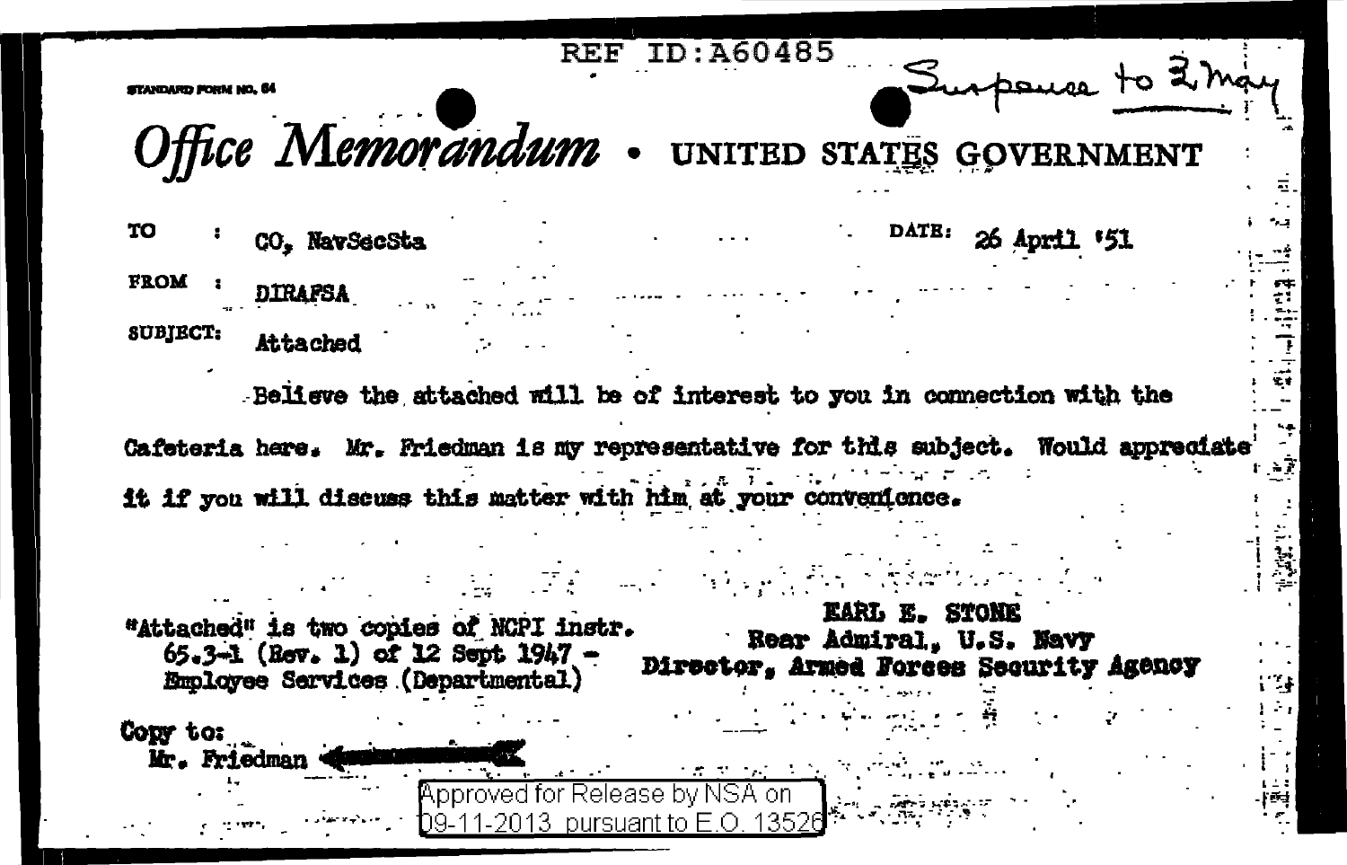REF ID:A60485

STANDARD FORM NO. 64

Suspense to 2 May

# Office Memorandum • UNITED STATES GOVERNMENT

TO : CO, NavSecSta

DATE: 26 April '51

FROM : DIRAFSA

SUBJECT: Attached

Believe the attached will be of interest to you in connection with the Cafeteria here. Mr. Friedman is my representative for this subject. Would appreciate it if you will discuss this matter with him at your convenience.

"Attached" is two copies of NCPI instr. 65.3-1 (Rev. 1) of 12 Sept 1947 - Employee Services (Departmental)

EARL E. STONE
Rear Admiral, U.S. Navy
Director, Armed Forces Security Agency

Copy to:
Mr. Friedman

Approved for Release by NSA on 09-11-2013 pursuant to E.O. 13526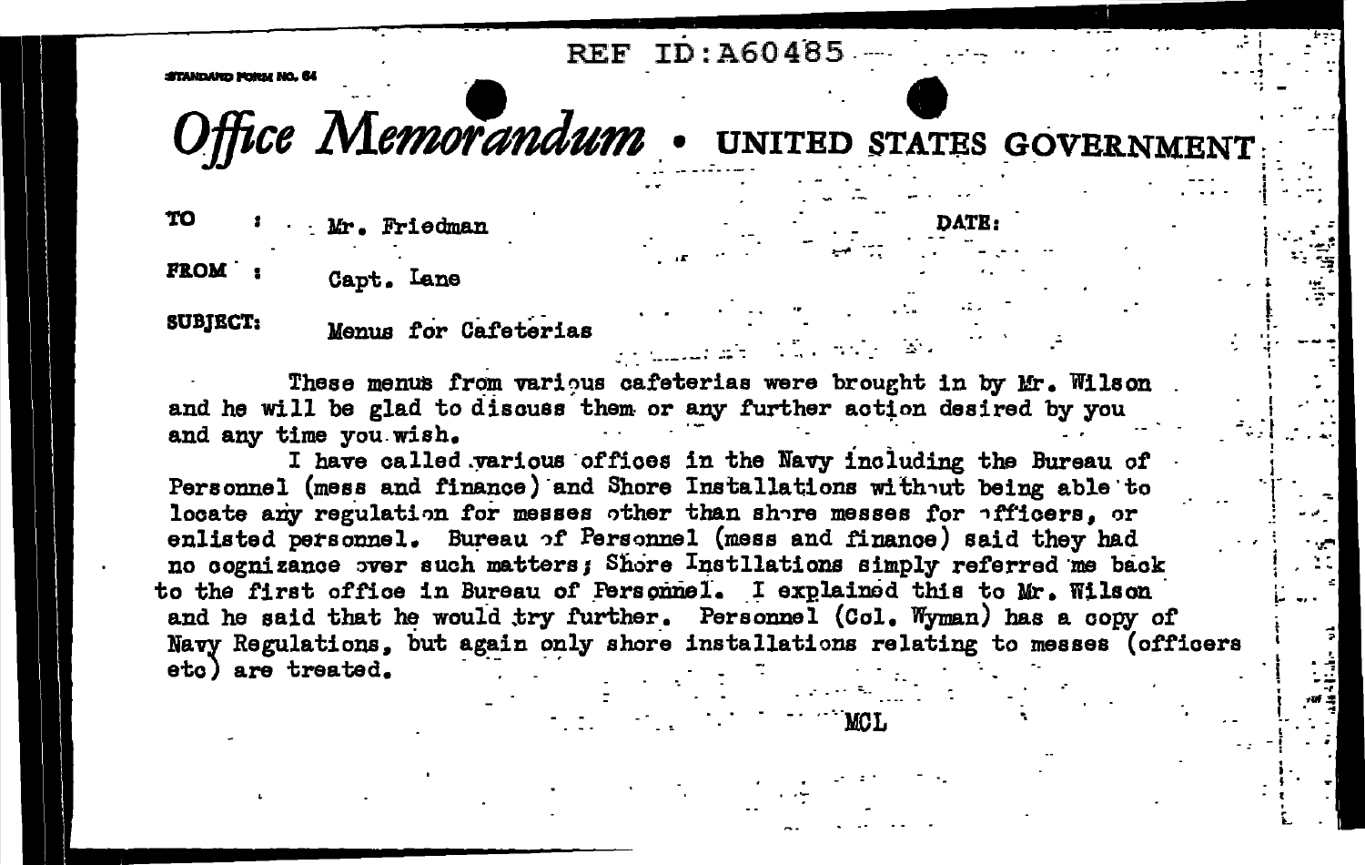REF ID:A60485

STANDARD FORM NO. 64

# *Office Memorandum* • UNITED STATES GOVERNMENT

TO : Mr. Friedman

DATE:

FROM : Capt. Lane

SUBJECT: Menus for Cafeterias

These menus from various cafeterias were brought in by Mr. Wilson and he will be glad to discuss them or any further action desired by you and any time you wish.

I have called various offices in the Navy including the Bureau of Personnel (mess and finance) and Shore Installations without being able to locate any regulation for messes other than shore messes for officers, or enlisted personnel. Bureau of Personnel (mess and finance) said they had no cognizance over such matters; Shore Instllations simply referred me back to the first office in Bureau of Personnel. I explained this to Mr. Wilson and he said that he would try further. Personnel (Col. Wyman) has a copy of Navy Regulations, but again only shore installations relating to messes (officers etc) are treated.

MCL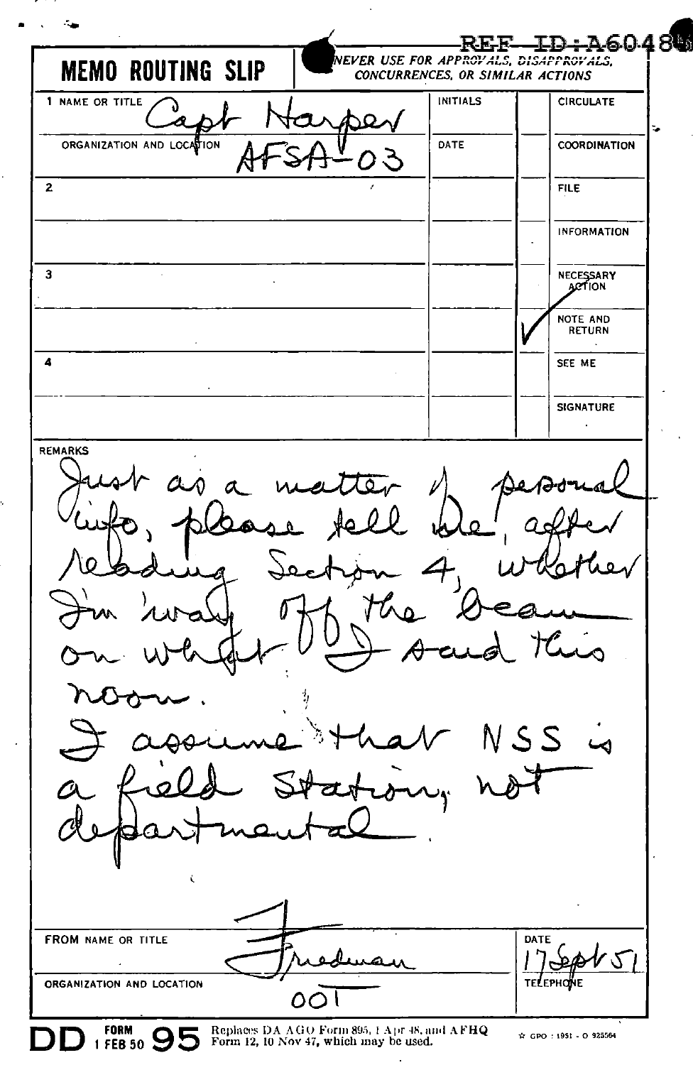REF ID:A60484

# MEMO ROUTING SLIP

NEVER USE FOR APPROVALS, DISAPPROVALS, CONCURRENCES, OR SIMILAR ACTIONS

| | INITIALS | | |
|---|---|---|---|
| 1 NAME OR TITLE: Capt Harper | INITIALS | | CIRCULATE |
| ORGANIZATION AND LOCATION: AFSA-03 | DATE | | COORDINATION |
| 2 | | | FILE |
| | | | INFORMATION |
| 3 | | | NECESSARY ACTION |
| | | ✓ | NOTE AND RETURN |
| 4 | | | SEE ME |
| | | | SIGNATURE |

REMARKS

Just as a matter of personal info, please tell me, after reading Section 4, whether I'm 'way off the beam on what I said this noon.

I assume that NSS is a field station, not departmental.

| FROM NAME OR TITLE | DATE |
|---|---|
| Friedman | 17 Sept 51 |
| ORGANIZATION AND LOCATION | TELEPHONE |
| 00T | |

DD FORM 1 FEB 50 95 Replaces DA AGO Form 895, 1 Apr 48, and AFHQ Form 12, 10 Nov 47, which may be used.

☆ GPO : 1951 - O 925564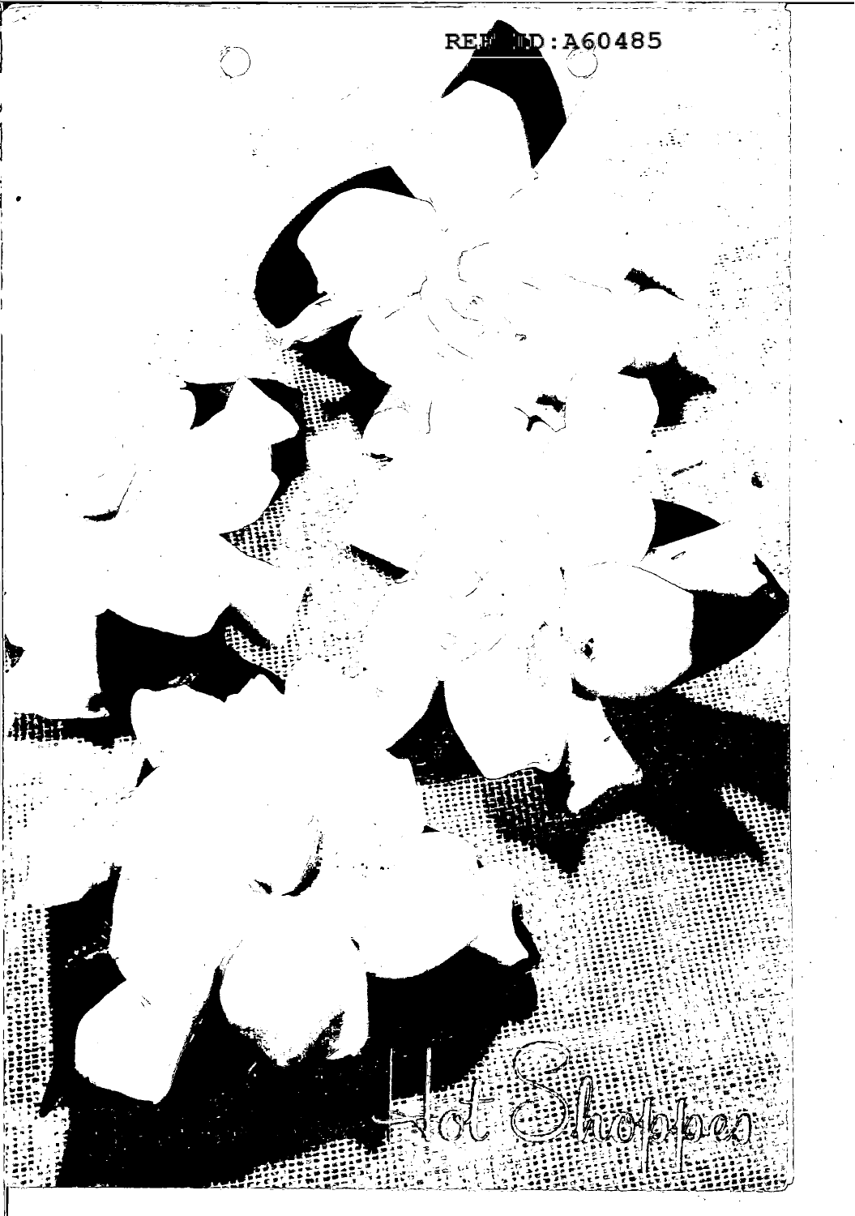Hot Shoppes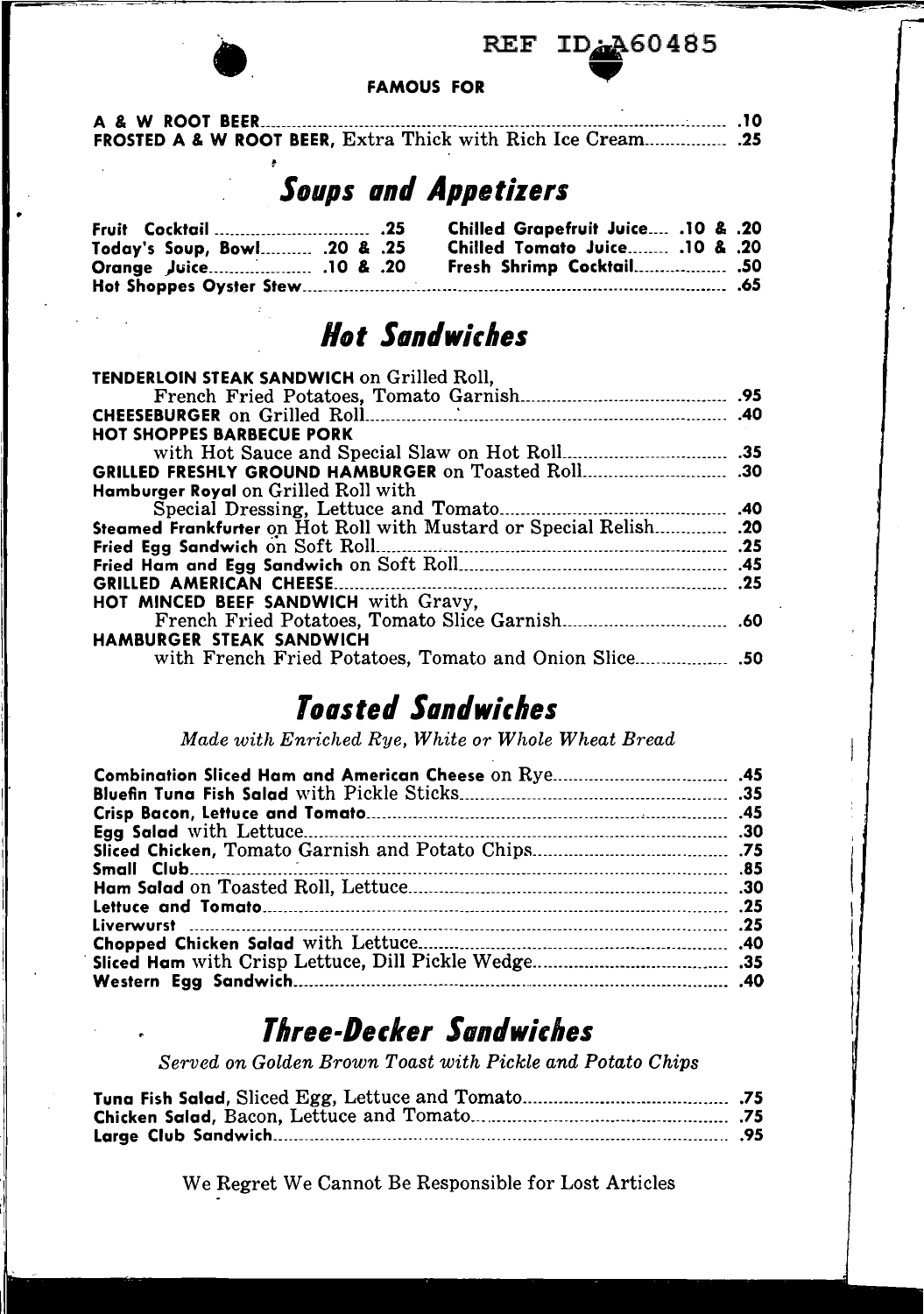FAMOUS FOR

**A & W ROOT BEER** .10
**FROSTED A & W ROOT BEER,** Extra Thick with Rich Ice Cream .25

## *Soups and Appetizers*

| | | | |
|---|---|---|---|
| **Fruit Cocktail** | .25 | **Chilled Grapefruit Juice** | .10 & .20 |
| **Today's Soup, Bowl** | .20 & .25 | **Chilled Tomato Juice** | .10 & .20 |
| **Orange Juice** | .10 & .20 | **Fresh Shrimp Cocktail** | .50 |
| **Hot Shoppes Oyster Stew** | .65 | | |

## *Hot Sandwiches*

| | |
|---|---|
| **TENDERLOIN STEAK SANDWICH** on Grilled Roll, French Fried Potatoes, Tomato Garnish | .95 |
| **CHEESEBURGER** on Grilled Roll | .40 |
| **HOT SHOPPES BARBECUE PORK** with Hot Sauce and Special Slaw on Hot Roll | .35 |
| **GRILLED FRESHLY GROUND HAMBURGER** on Toasted Roll | .30 |
| **Hamburger Royal** on Grilled Roll with Special Dressing, Lettuce and Tomato | .40 |
| **Steamed Frankfurter** on Hot Roll with Mustard or Special Relish | .20 |
| **Fried Egg Sandwich** on Soft Roll | .25 |
| **Fried Ham and Egg Sandwich** on Soft Roll | .45 |
| **GRILLED AMERICAN CHEESE** | .25 |
| **HOT MINCED BEEF SANDWICH** with Gravy, French Fried Potatoes, Tomato Slice Garnish | .60 |
| **HAMBURGER STEAK SANDWICH** with French Fried Potatoes, Tomato and Onion Slice | .50 |

## *Toasted Sandwiches*

*Made with Enriched Rye, White or Whole Wheat Bread*

| | |
|---|---|
| **Combination Sliced Ham and American Cheese** on Rye | .45 |
| **Bluefin Tuna Fish Salad** with Pickle Sticks | .35 |
| **Crisp Bacon, Lettuce and Tomato** | .45 |
| **Egg Salad** with Lettuce | .30 |
| **Sliced Chicken,** Tomato Garnish and Potato Chips | .75 |
| **Small Club** | .85 |
| **Ham Salad** on Toasted Roll, Lettuce | .30 |
| **Lettuce and Tomato** | .25 |
| **Liverwurst** | .25 |
| **Chopped Chicken Salad** with Lettuce | .40 |
| **Sliced Ham** with Crisp Lettuce, Dill Pickle Wedge | .35 |
| **Western Egg Sandwich** | .40 |

## *Three-Decker Sandwiches*

*Served on Golden Brown Toast with Pickle and Potato Chips*

| | |
|---|---|
| **Tuna Fish Salad,** Sliced Egg, Lettuce and Tomato | .75 |
| **Chicken Salad,** Bacon, Lettuce and Tomato | .75 |
| **Large Club Sandwich** | .95 |

We Regret We Cannot Be Responsible for Lost Articles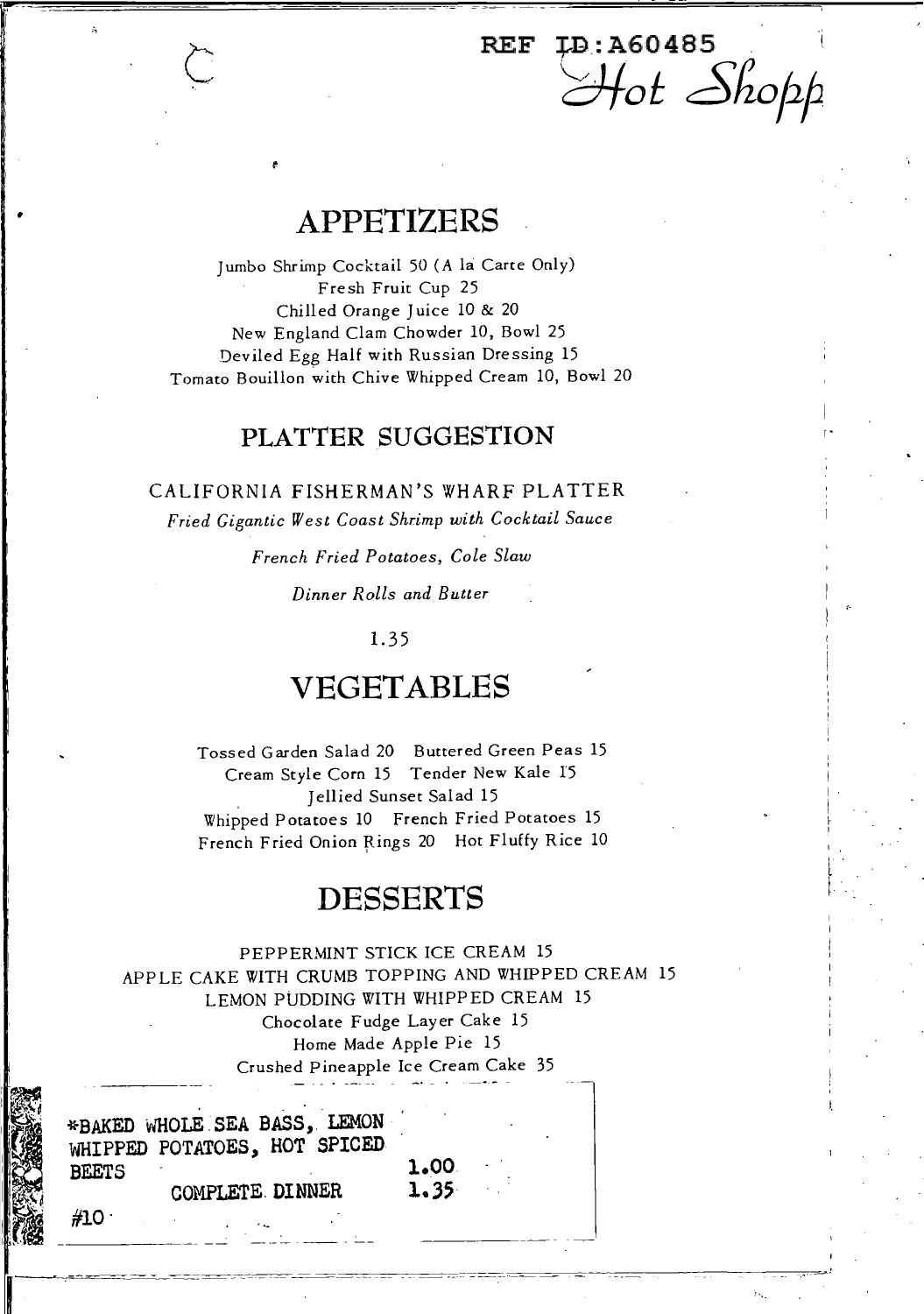REF ID:A60485

Hot Shopp

## APPETIZERS

Jumbo Shrimp Cocktail 50 (A la Carte Only)
Fresh Fruit Cup 25
Chilled Orange Juice 10 & 20
New England Clam Chowder 10, Bowl 25
Deviled Egg Half with Russian Dressing 15
Tomato Bouillon with Chive Whipped Cream 10, Bowl 20

## PLATTER SUGGESTION

CALIFORNIA FISHERMAN'S WHARF PLATTER

*Fried Gigantic West Coast Shrimp with Cocktail Sauce*

*French Fried Potatoes, Cole Slaw*

*Dinner Rolls and Butter*

1.35

## VEGETABLES

Tossed Garden Salad 20 Buttered Green Peas 15
Cream Style Corn 15 Tender New Kale 15
Jellied Sunset Salad 15
Whipped Potatoes 10 French Fried Potatoes 15
French Fried Onion Rings 20 Hot Fluffy Rice 10

## DESSERTS

PEPPERMINT STICK ICE CREAM 15
APPLE CAKE WITH CRUMB TOPPING AND WHIPPED CREAM 15
LEMON PUDDING WITH WHIPPED CREAM 15
Chocolate Fudge Layer Cake 15
Home Made Apple Pie 15
Crushed Pineapple Ice Cream Cake 35

*BAKED WHOLE SEA BASS, LEMON WHIPPED POTATOES, HOT SPICED BEETS 1.00
COMPLETE DINNER 1.35

#10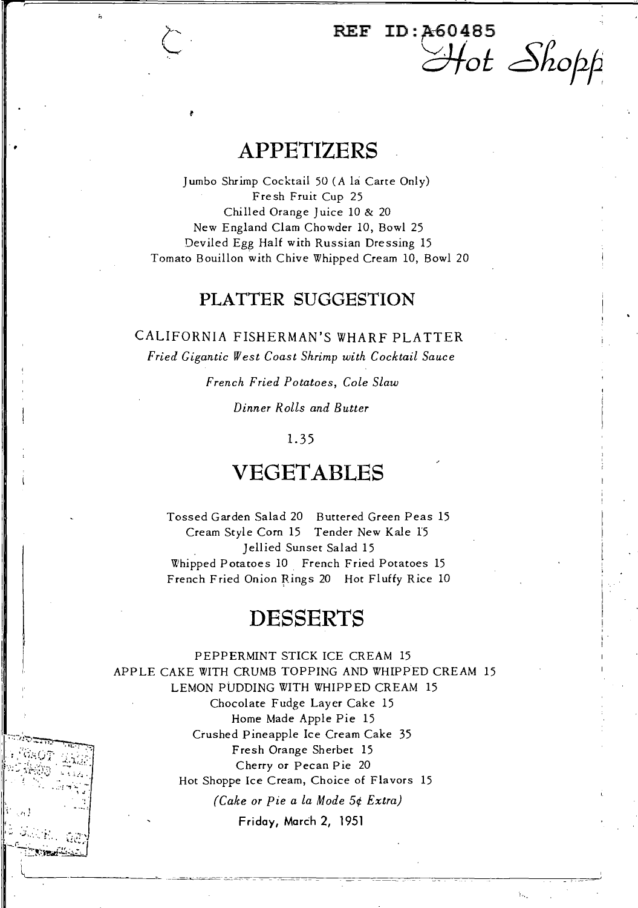REF ID:A60485

*Hot Shoppe*

# APPETIZERS

Jumbo Shrimp Cocktail 50 (A la Carte Only)
Fresh Fruit Cup 25
Chilled Orange Juice 10 & 20
New England Clam Chowder 10, Bowl 25
Deviled Egg Half with Russian Dressing 15
Tomato Bouillon with Chive Whipped Cream 10, Bowl 20

## PLATTER SUGGESTION

CALIFORNIA FISHERMAN'S WHARF PLATTER

*Fried Gigantic West Coast Shrimp with Cocktail Sauce*

*French Fried Potatoes, Cole Slaw*

*Dinner Rolls and Butter*

1.35

# VEGETABLES

Tossed Garden Salad 20 Buttered Green Peas 15
Cream Style Corn 15 Tender New Kale 15
Jellied Sunset Salad 15
Whipped Potatoes 10 French Fried Potatoes 15
French Fried Onion Rings 20 Hot Fluffy Rice 10

# DESSERTS

PEPPERMINT STICK ICE CREAM 15
APPLE CAKE WITH CRUMB TOPPING AND WHIPPED CREAM 15
LEMON PUDDING WITH WHIPPED CREAM 15
Chocolate Fudge Layer Cake 15
Home Made Apple Pie 15
Crushed Pineapple Ice Cream Cake 35
Fresh Orange Sherbet 15
Cherry or Pecan Pie 20
Hot Shoppe Ice Cream, Choice of Flavors 15

*(Cake or Pie a la Mode 5¢ Extra)*

Friday, March 2, 1951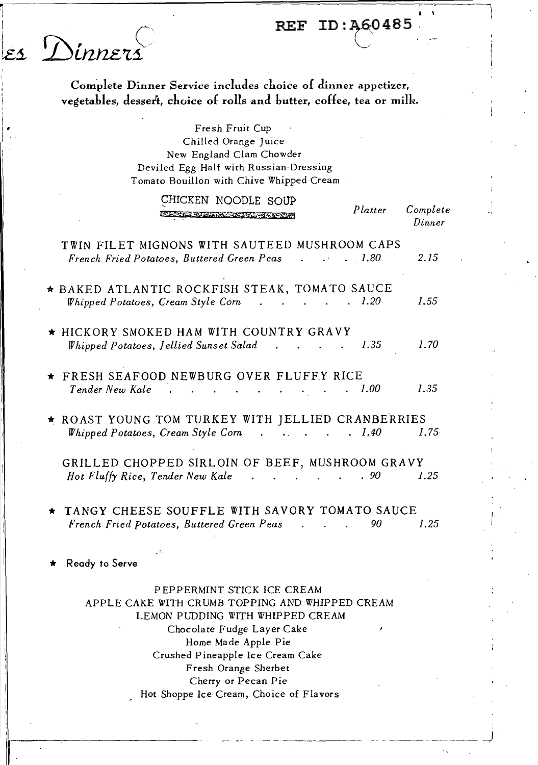# es Dinners

**Complete Dinner Service includes choice of dinner appetizer, vegetables, dessert, choice of rolls and butter, coffee, tea or milk.**

Fresh Fruit Cup
Chilled Orange Juice
New England Clam Chowder
Deviled Egg Half with Russian Dressing
Tomato Bouillon with Chive Whipped Cream

CHICKEN NOODLE SOUP

| | *Platter* | *Complete Dinner* |
|---|---|---|
| TWIN FILET MIGNONS WITH SAUTEED MUSHROOM CAPS<br>*French Fried Potatoes, Buttered Green Peas* | 1.80 | 2.15 |
| ★ BAKED ATLANTIC ROCKFISH STEAK, TOMATO SAUCE<br>*Whipped Potatoes, Cream Style Corn* | 1.20 | 1.55 |
| ★ HICKORY SMOKED HAM WITH COUNTRY GRAVY<br>*Whipped Potatoes, Jellied Sunset Salad* | 1.35 | 1.70 |
| ★ FRESH SEAFOOD NEWBURG OVER FLUFFY RICE<br>*Tender New Kale* | 1.00 | 1.35 |
| ★ ROAST YOUNG TOM TURKEY WITH JELLIED CRANBERRIES<br>*Whipped Potatoes, Cream Style Corn* | 1.40 | 1.75 |
| GRILLED CHOPPED SIRLOIN OF BEEF, MUSHROOM GRAVY<br>*Hot Fluffy Rice, Tender New Kale* | .90 | 1.25 |
| ★ TANGY CHEESE SOUFFLE WITH SAVORY TOMATO SAUCE<br>*French Fried Potatoes, Buttered Green Peas* | 90 | 1.25 |

★ Ready to Serve

PEPPERMINT STICK ICE CREAM
APPLE CAKE WITH CRUMB TOPPING AND WHIPPED CREAM
LEMON PUDDING WITH WHIPPED CREAM
Chocolate Fudge Layer Cake
Home Made Apple Pie
Crushed Pineapple Ice Cream Cake
Fresh Orange Sherbet
Cherry or Pecan Pie
Hot Shoppe Ice Cream, Choice of Flavors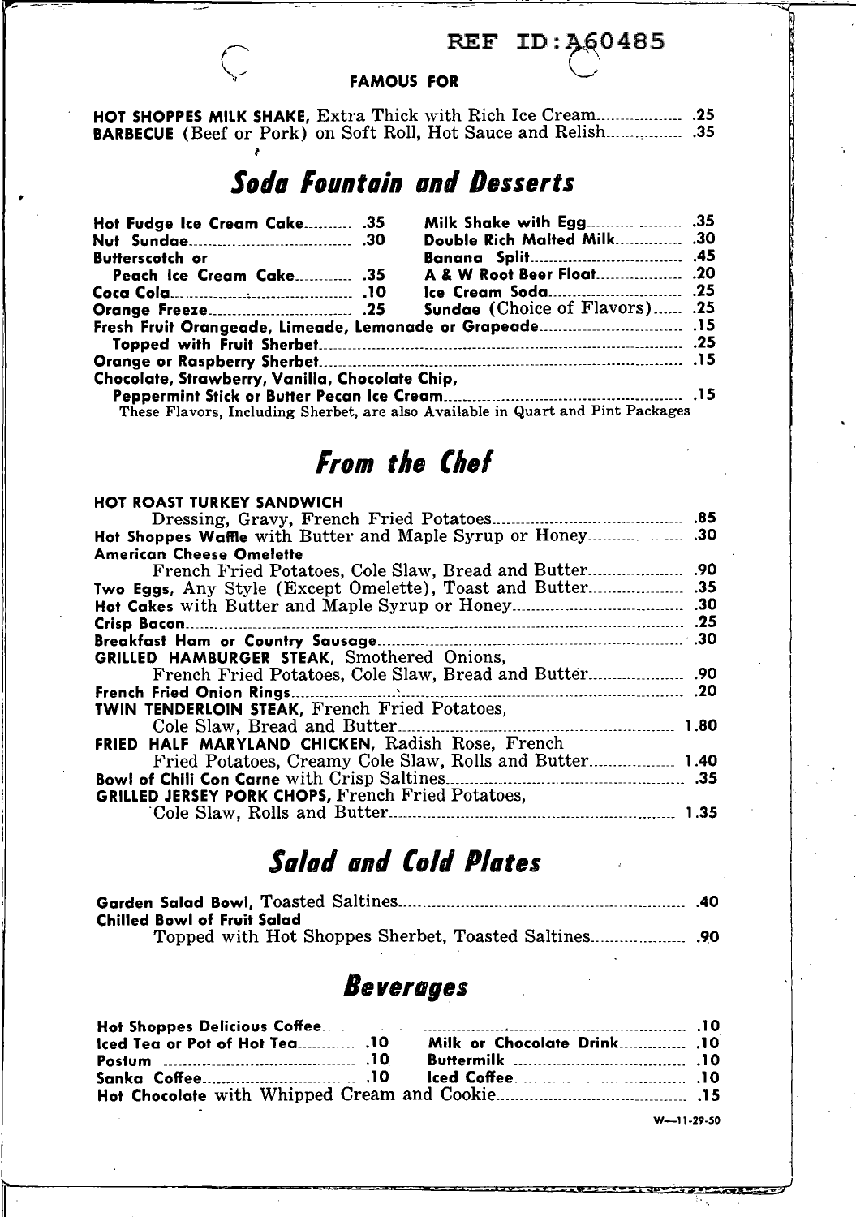REF ID:A60485

**FAMOUS FOR**

**HOT SHOPPES MILK SHAKE,** Extra Thick with Rich Ice Cream .................. .25
**BARBECUE** (Beef or Pork) on Soft Roll, Hot Sauce and Relish .................. .35

## *Soda Fountain and Desserts*

**Hot Fudge Ice Cream Cake** .......... .35
**Nut Sundae** .......... .30
**Butterscotch or Peach Ice Cream Cake** .......... .35
**Coca Cola** .......... .10
**Orange Freeze** .......... .25
**Milk Shake with Egg** .......... .35
**Double Rich Malted Milk** .......... .30
**Banana Split** .......... .45
**A & W Root Beer Float** .......... .20
**Ice Cream Soda** .......... .25
**Sundae** (Choice of Flavors) .......... .25
**Fresh Fruit Orangeade, Limeade, Lemonade or Grapeade** .......... .15
**Topped with Fruit Sherbet** .......... .25
**Orange or Raspberry Sherbet** .......... .15
**Chocolate, Strawberry, Vanilla, Chocolate Chip, Peppermint Stick or Butter Pecan Ice Cream** .......... .15

These Flavors, Including Sherbet, are also Available in Quart and Pint Packages

## *From the Chef*

**HOT ROAST TURKEY SANDWICH**
Dressing, Gravy, French Fried Potatoes .......... .85
**Hot Shoppes Waffle** with Butter and Maple Syrup or Honey .......... .30
**American Cheese Omelette**
French Fried Potatoes, Cole Slaw, Bread and Butter .......... .90
**Two Eggs,** Any Style (Except Omelette), Toast and Butter .......... .35
**Hot Cakes** with Butter and Maple Syrup or Honey .......... .30
**Crisp Bacon** .......... .25
**Breakfast Ham or Country Sausage** .......... .30
**GRILLED HAMBURGER STEAK,** Smothered Onions,
French Fried Potatoes, Cole Slaw, Bread and Butter .......... .90
**French Fried Onion Rings** .......... .20
**TWIN TENDERLOIN STEAK,** French Fried Potatoes,
Cole Slaw, Bread and Butter .......... 1.80
**FRIED HALF MARYLAND CHICKEN,** Radish Rose, French
Fried Potatoes, Creamy Cole Slaw, Rolls and Butter .......... 1.40
**Bowl of Chili Con Carne** with Crisp Saltines .......... .35
**GRILLED JERSEY PORK CHOPS,** French Fried Potatoes,
Cole Slaw, Rolls and Butter .......... 1.35

## *Salad and Cold Plates*

**Garden Salad Bowl,** Toasted Saltines .......... .40
**Chilled Bowl of Fruit Salad**
Topped with Hot Shoppes Sherbet, Toasted Saltines .......... .90

## *Beverages*

**Hot Shoppes Delicious Coffee** .......... .10
**Iced Tea or Pot of Hot Tea** .......... .10
**Postum** .......... .10
**Sanka Coffee** .......... .10
**Milk or Chocolate Drink** .......... .10
**Buttermilk** .......... .10
**Iced Coffee** .......... .10
**Hot Chocolate** with Whipped Cream and Cookie .......... .15

W—11-29-50